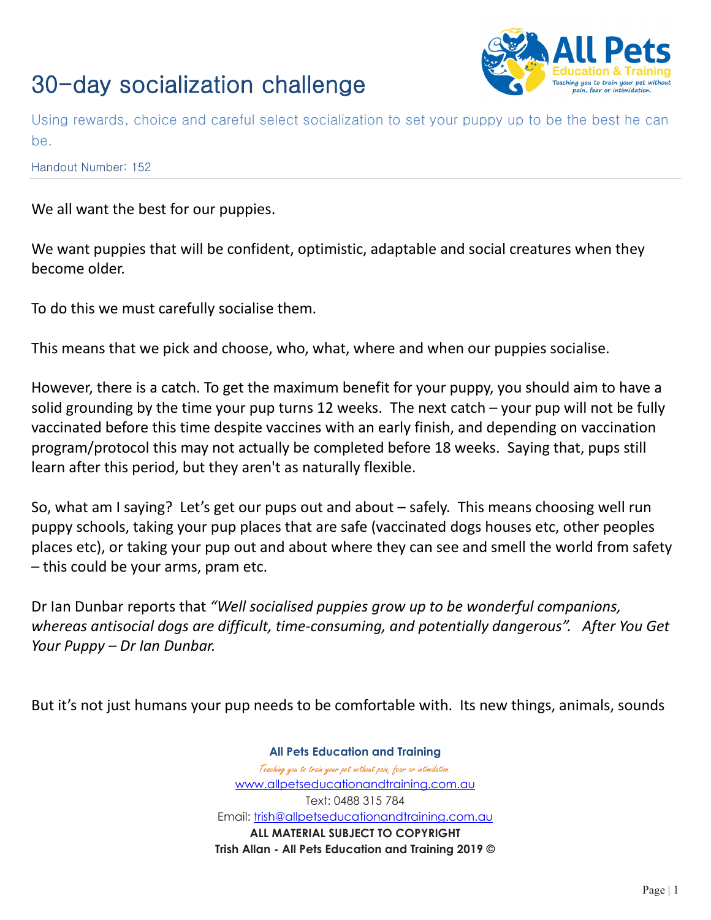# 30-day socialization challenge

Using rewards, choice and careful select socialization to set your puppy up to be the best he can be.

Handout Number: 152

---

We all want the best for our puppies.

We want puppies that will be confident, optimistic, adaptable and social creatures when they become older.

To do this we must carefully socialise them.

This means that we pick and choose, who, what, where and when our puppies socialise.

However, there is a catch. To get the maximum benefit for your puppy, you should aim to have a solid grounding by the time your pup turns 12 weeks. The next catch – your pup will not be fully vaccinated before this time despite vaccines with an early finish, and depending on vaccination program/protocol this may not actually be completed before 18 weeks. Saying that, pups still learn after this period, but they aren't as naturally flexible.

So, what am I saying? Let's get our pups out and about – safely. This means choosing well run puppy schools, taking your pup places that are safe (vaccinated dogs houses etc, other peoples places etc), or taking your pup out and about where they can see and smell the world from safety – this could be your arms, pram etc.

Dr Ian Dunbar reports that *"Well socialised puppies grow up to be wonderful companions, whereas antisocial dogs are difficult, time-consuming, and potentially dangerous". After You Get Your Puppy – Dr Ian Dunbar.*

But it's not just humans your pup needs to be comfortable with. Its new things, animals, sounds

**All Pets Education and Training**

*Teaching you to train your pet without pain, fear or intimidation.*

www.allpetseducationandtraining.com.au

Text: 0488 315 784

Email: trish@allpetseducationandtraining.com.au

**ALL MATERIAL SUBJECT TO COPYRIGHT**

**Trish Allan - All Pets Education and Training 2019 ©**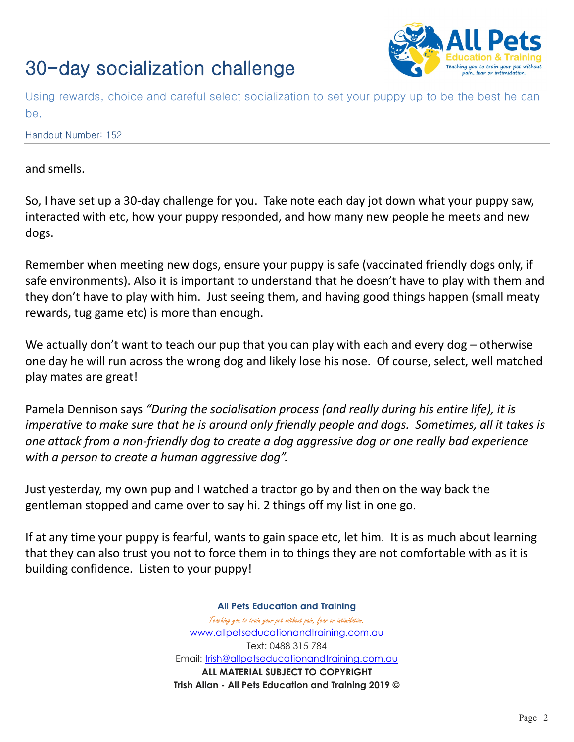and smells.

So, I have set up a 30-day challenge for you. Take note each day jot down what your puppy saw, interacted with etc, how your puppy responded, and how many new people he meets and new dogs.

Remember when meeting new dogs, ensure your puppy is safe (vaccinated friendly dogs only, if safe environments). Also it is important to understand that he doesn't have to play with them and they don't have to play with him. Just seeing them, and having good things happen (small meaty rewards, tug game etc) is more than enough.

We actually don't want to teach our pup that you can play with each and every dog – otherwise one day he will run across the wrong dog and likely lose his nose. Of course, select, well matched play mates are great!

Pamela Dennison says *"During the socialisation process (and really during his entire life), it is imperative to make sure that he is around only friendly people and dogs. Sometimes, all it takes is one attack from a non-friendly dog to create a dog aggressive dog or one really bad experience with a person to create a human aggressive dog".*

Just yesterday, my own pup and I watched a tractor go by and then on the way back the gentleman stopped and came over to say hi. 2 things off my list in one go.

If at any time your puppy is fearful, wants to gain space etc, let him. It is as much about learning that they can also trust you not to force them in to things they are not comfortable with as it is building confidence. Listen to your puppy!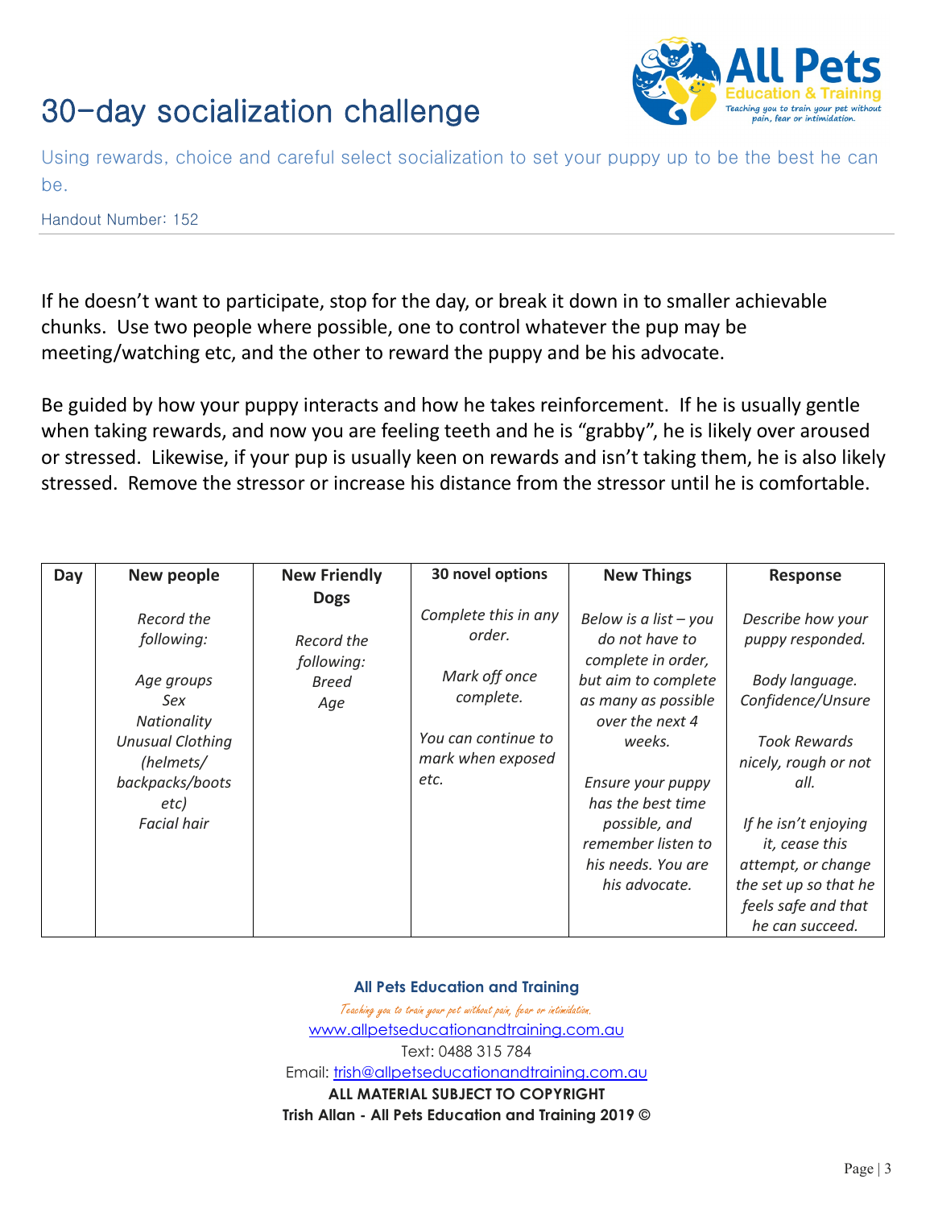# 30-day socialization challenge

Using rewards, choice and careful select socialization to set your puppy up to be the best he can be.

Handout Number: 152

If he doesn't want to participate, stop for the day, or break it down in to smaller achievable chunks. Use two people where possible, one to control whatever the pup may be meeting/watching etc, and the other to reward the puppy and be his advocate.

Be guided by how your puppy interacts and how he takes reinforcement. If he is usually gentle when taking rewards, and now you are feeling teeth and he is "grabby", he is likely over aroused or stressed. Likewise, if your pup is usually keen on rewards and isn't taking them, he is also likely stressed. Remove the stressor or increase his distance from the stressor until he is comfortable.

| Day | New people | New Friendly Dogs | 30 novel options | New Things | Response |
|---|---|---|---|---|---|
| | *Record the following:*<br><br>*Age groups*<br>*Sex*<br>*Nationality*<br>*Unusual Clothing (helmets/ backpacks/boots etc)*<br>*Facial hair* | *Record the following:*<br>*Breed*<br>*Age* | *Complete this in any order.*<br><br>*Mark off once complete.*<br><br>*You can continue to mark when exposed etc.* | *Below is a list – you do not have to complete in order, but aim to complete as many as possible over the next 4 weeks.*<br><br>*Ensure your puppy has the best time possible, and remember listen to his needs. You are his advocate.* | *Describe how your puppy responded.*<br><br>*Body language.*<br>*Confidence/Unsure*<br><br>*Took Rewards nicely, rough or not all.*<br><br>*If he isn't enjoying it, cease this attempt, or change the set up so that he feels safe and that he can succeed.* |

**All Pets Education and Training**

*Teaching you to train your pet without pain, fear or intimidation.*

www.allpetseducationandtraining.com.au

Text: 0488 315 784

Email: trish@allpetseducationandtraining.com.au

**ALL MATERIAL SUBJECT TO COPYRIGHT**

**Trish Allan - All Pets Education and Training 2019 ©**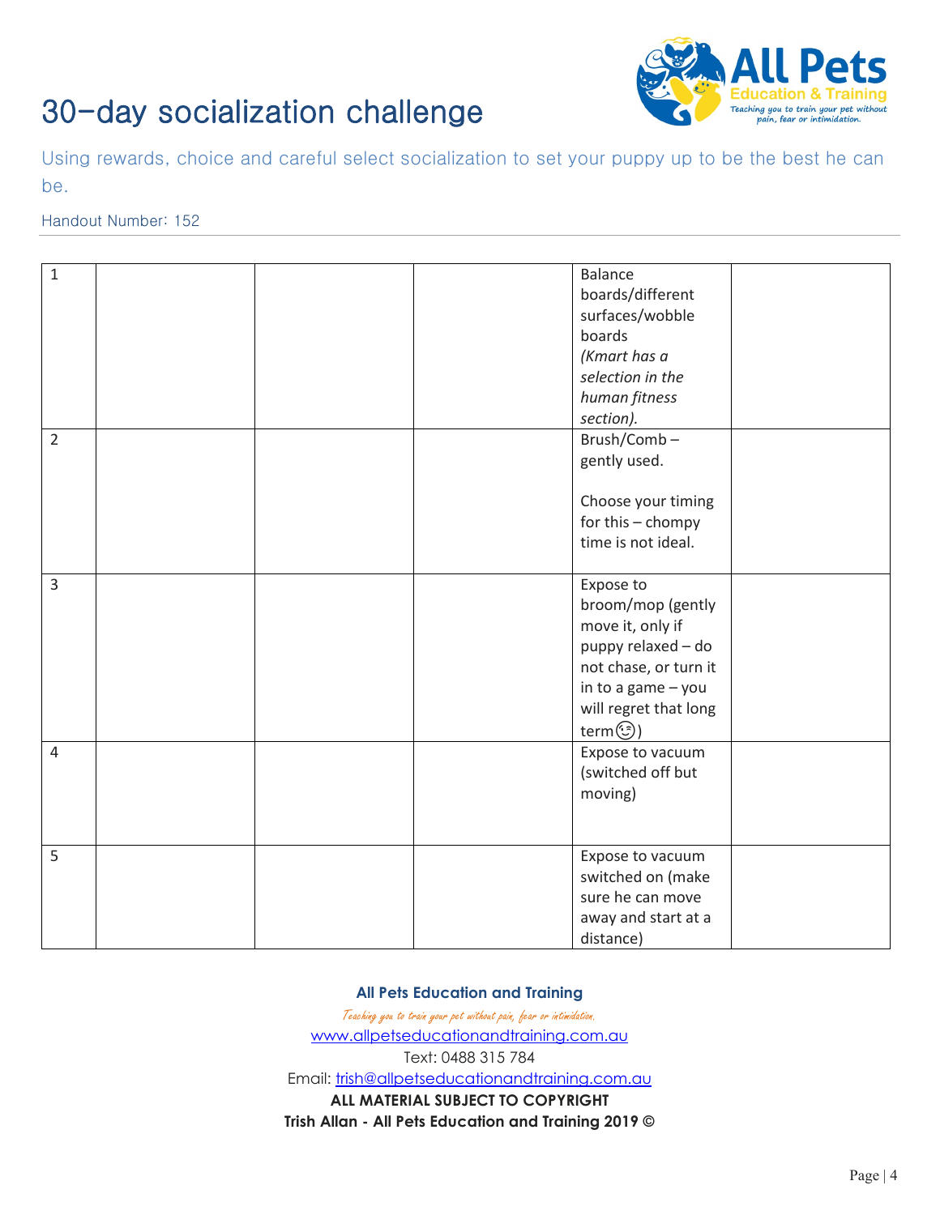# 30-day socialization challenge

Using rewards, choice and careful select socialization to set your puppy up to be the best he can be.

Handout Number: 152

| | | | | | |
|---|---|---|---|---|---|
| 1 | | | | Balance boards/different surfaces/wobble boards *(Kmart has a selection in the human fitness section).* | |
| 2 | | | | Brush/Comb – gently used.<br><br>Choose your timing for this – chompy time is not ideal. | |
| 3 | | | | Expose to broom/mop (gently move it, only if puppy relaxed – do not chase, or turn it in to a game – you will regret that long term😉) | |
| 4 | | | | Expose to vacuum (switched off but moving) | |
| 5 | | | | Expose to vacuum switched on (make sure he can move away and start at a distance) | |

**All Pets Education and Training**

*Teaching you to train your pet without pain, fear or intimidation.*

[www.allpetseducationandtraining.com.au](www.allpetseducationandtraining.com.au)

Text: 0488 315 784

Email: [trish@allpetseducationandtraining.com.au](mailto:trish@allpetseducationandtraining.com.au)

**ALL MATERIAL SUBJECT TO COPYRIGHT**

**Trish Allan - All Pets Education and Training 2019 ©**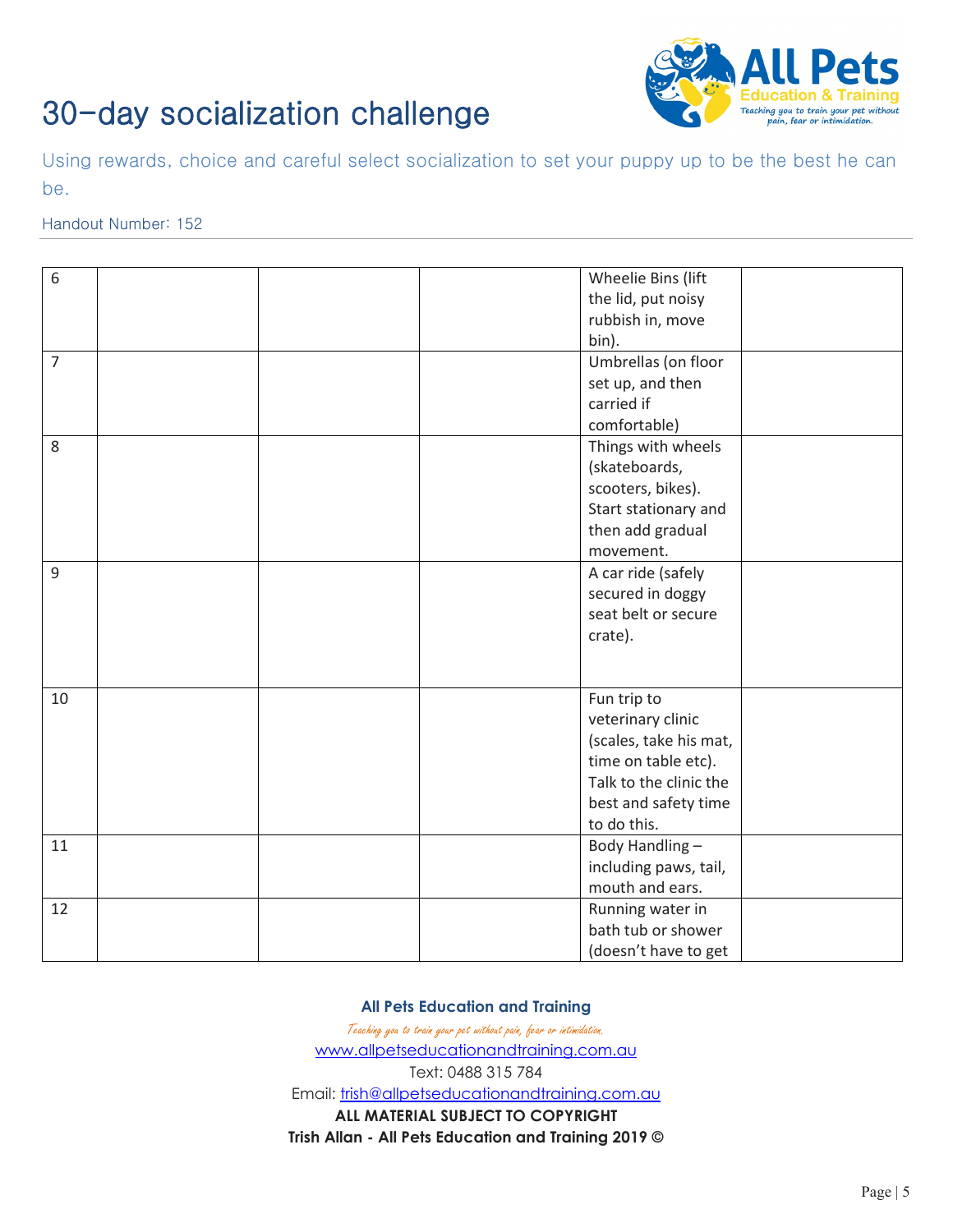# 30-day socialization challenge

Using rewards, choice and careful select socialization to set your puppy up to be the best he can be.

Handout Number: 152

| | | | | | |
|---|---|---|---|---|---|
| 6 | | | | Wheelie Bins (lift the lid, put noisy rubbish in, move bin). | |
| 7 | | | | Umbrellas (on floor set up, and then carried if comfortable) | |
| 8 | | | | Things with wheels (skateboards, scooters, bikes). Start stationary and then add gradual movement. | |
| 9 | | | | A car ride (safely secured in doggy seat belt or secure crate). | |
| 10 | | | | Fun trip to veterinary clinic (scales, take his mat, time on table etc). Talk to the clinic the best and safety time to do this. | |
| 11 | | | | Body Handling – including paws, tail, mouth and ears. | |
| 12 | | | | Running water in bath tub or shower (doesn't have to get | |

**All Pets Education and Training**

*Teaching you to train your pet without pain, fear or intimidation.*

www.allpetseducationandtraining.com.au

Text: 0488 315 784

Email: trish@allpetseducationandtraining.com.au

**ALL MATERIAL SUBJECT TO COPYRIGHT**

**Trish Allan - All Pets Education and Training 2019 ©**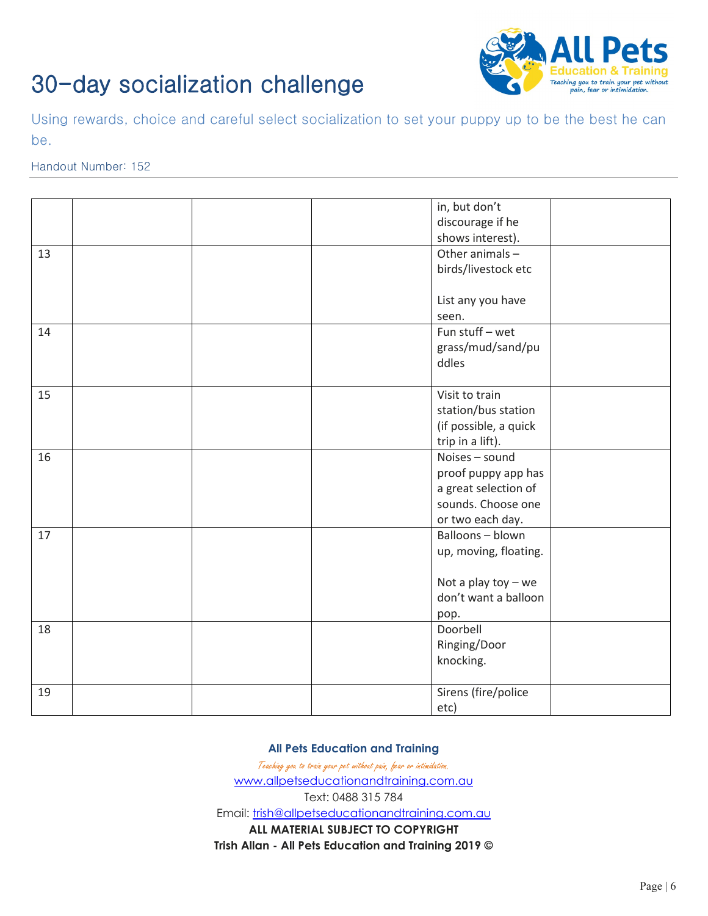# 30-day socialization challenge

Using rewards, choice and careful select socialization to set your puppy up to be the best he can be.

Handout Number: 152

| | | | | | |
|---|---|---|---|---|---|
| | | | | in, but don't discourage if he shows interest). | |
| 13 | | | | Other animals – birds/livestock etc<br><br>List any you have seen. | |
| 14 | | | | Fun stuff – wet grass/mud/sand/puddles | |
| 15 | | | | Visit to train station/bus station (if possible, a quick trip in a lift). | |
| 16 | | | | Noises – sound proof puppy app has a great selection of sounds. Choose one or two each day. | |
| 17 | | | | Balloons – blown up, moving, floating.<br><br>Not a play toy – we don't want a balloon pop. | |
| 18 | | | | Doorbell Ringing/Door knocking. | |
| 19 | | | | Sirens (fire/police etc) | |

**All Pets Education and Training**

*Teaching you to train your pet without pain, fear or intimidation.*

www.allpetseducationandtraining.com.au

Text: 0488 315 784

Email: trish@allpetseducationandtraining.com.au

**ALL MATERIAL SUBJECT TO COPYRIGHT**

**Trish Allan - All Pets Education and Training 2019 ©**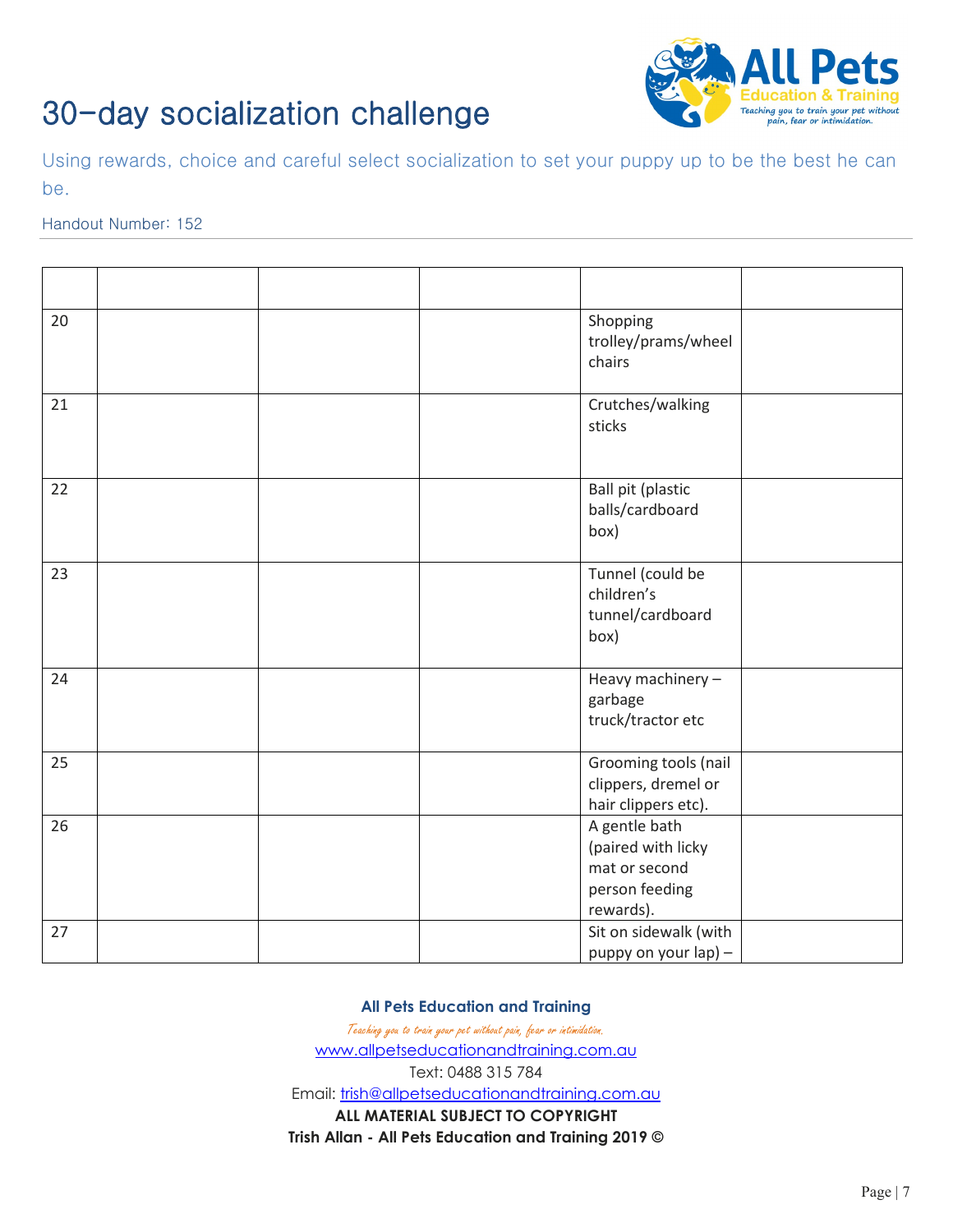# 30-day socialization challenge

Using rewards, choice and careful select socialization to set your puppy up to be the best he can be.

Handout Number: 152

| | | | | | |
|---|---|---|---|---|---|
| 20 | | | | Shopping trolley/prams/wheel chairs | |
| 21 | | | | Crutches/walking sticks | |
| 22 | | | | Ball pit (plastic balls/cardboard box) | |
| 23 | | | | Tunnel (could be children's tunnel/cardboard box) | |
| 24 | | | | Heavy machinery – garbage truck/tractor etc | |
| 25 | | | | Grooming tools (nail clippers, dremel or hair clippers etc). | |
| 26 | | | | A gentle bath (paired with licky mat or second person feeding rewards). | |
| 27 | | | | Sit on sidewalk (with puppy on your lap) – | |

**All Pets Education and Training**

*Teaching you to train your pet without pain, fear or intimidation.*

www.allpetseducationandtraining.com.au

Text: 0488 315 784

Email: trish@allpetseducationandtraining.com.au

**ALL MATERIAL SUBJECT TO COPYRIGHT**

**Trish Allan - All Pets Education and Training 2019 ©**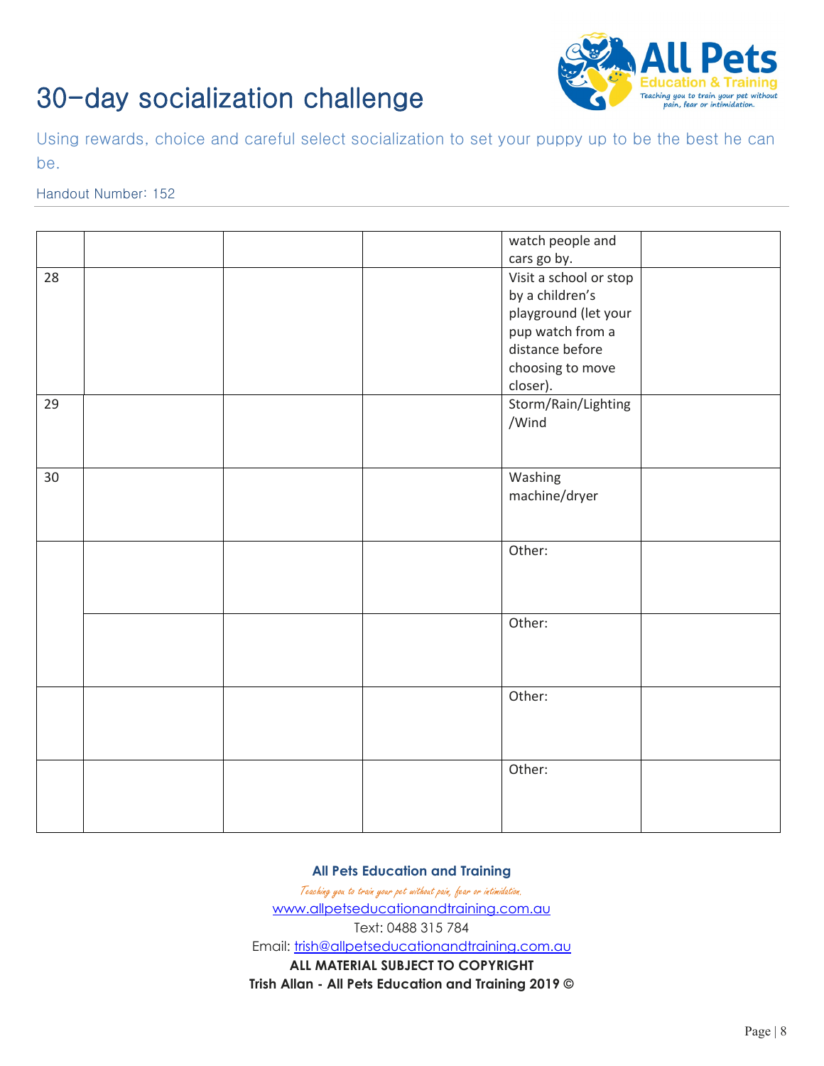# 30-day socialization challenge

Using rewards, choice and careful select socialization to set your puppy up to be the best he can be.

Handout Number: 152

| | | | | | |
|---|---|---|---|---|---|
| | | | | watch people and cars go by. | |
| 28 | | | | Visit a school or stop by a children's playground (let your pup watch from a distance before choosing to move closer). | |
| 29 | | | | Storm/Rain/Lighting /Wind | |
| 30 | | | | Washing machine/dryer | |
| | | | | Other: | |
| | | | | Other: | |
| | | | | Other: | |
| | | | | Other: | |

**All Pets Education and Training**

*Teaching you to train your pet without pain, fear or intimidation.*

www.allpetseducationandtraining.com.au

Text: 0488 315 784

Email: trish@allpetseducationandtraining.com.au

**ALL MATERIAL SUBJECT TO COPYRIGHT**

**Trish Allan - All Pets Education and Training 2019 ©**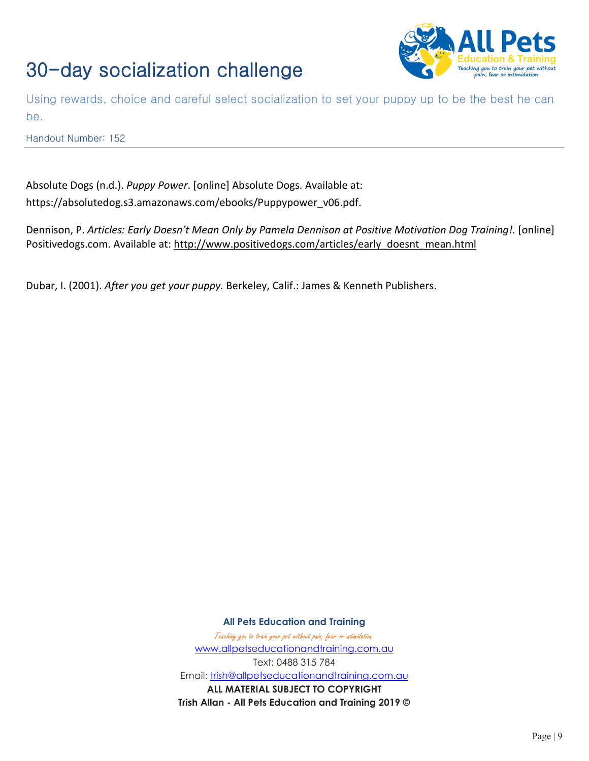# 30-day socialization challenge

Using rewards, choice and careful select socialization to set your puppy up to be the best he can be.

Handout Number: 152

Absolute Dogs (n.d.). *Puppy Power*. [online] Absolute Dogs. Available at: https://absolutedog.s3.amazonaws.com/ebooks/Puppypower_v06.pdf.

Dennison, P. *Articles: Early Doesn't Mean Only by Pamela Dennison at Positive Motivation Dog Training!.* [online] Positivedogs.com. Available at: http://www.positivedogs.com/articles/early_doesnt_mean.html

Dubar, I. (2001). *After you get your puppy.* Berkeley, Calif.: James & Kenneth Publishers.

**All Pets Education and Training**

*Teaching you to train your pet without pain, fear or intimidation.*

www.allpetseducationandtraining.com.au

Text: 0488 315 784

Email: trish@allpetseducationandtraining.com.au

**ALL MATERIAL SUBJECT TO COPYRIGHT**

**Trish Allan - All Pets Education and Training 2019 ©**